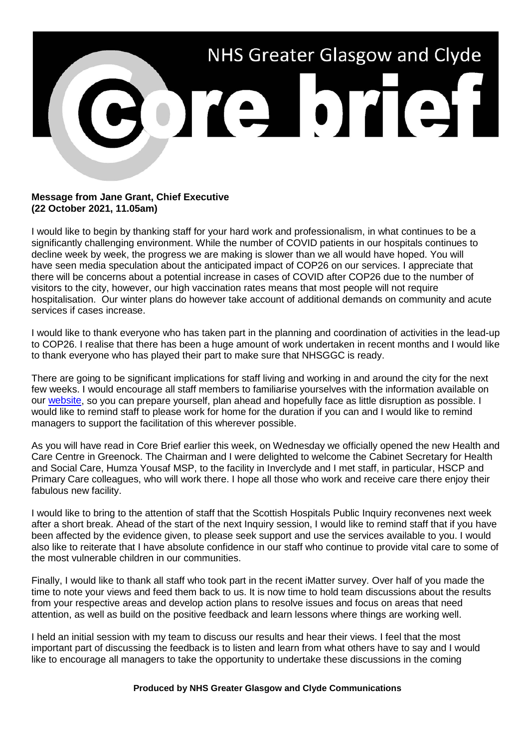# NHS Greater Glasgow and Clyde

# Core brief

**Message from Jane Grant, Chief Executive**
**(22 October 2021, 11.05am)**

I would like to begin by thanking staff for your hard work and professionalism, in what continues to be a significantly challenging environment. While the number of COVID patients in our hospitals continues to decline week by week, the progress we are making is slower than we all would have hoped. You will have seen media speculation about the anticipated impact of COP26 on our services. I appreciate that there will be concerns about a potential increase in cases of COVID after COP26 due to the number of visitors to the city, however, our high vaccination rates means that most people will not require hospitalisation. Our winter plans do however take account of additional demands on community and acute services if cases increase.

I would like to thank everyone who has taken part in the planning and coordination of activities in the lead-up to COP26. I realise that there has been a huge amount of work undertaken in recent months and I would like to thank everyone who has played their part to make sure that NHSGGC is ready.

There are going to be significant implications for staff living and working in and around the city for the next few weeks. I would encourage all staff members to familiarise yourselves with the information available on our website, so you can prepare yourself, plan ahead and hopefully face as little disruption as possible. I would like to remind staff to please work for home for the duration if you can and I would like to remind managers to support the facilitation of this wherever possible.

As you will have read in Core Brief earlier this week, on Wednesday we officially opened the new Health and Care Centre in Greenock. The Chairman and I were delighted to welcome the Cabinet Secretary for Health and Social Care, Humza Yousaf MSP, to the facility in Inverclyde and I met staff, in particular, HSCP and Primary Care colleagues, who will work there. I hope all those who work and receive care there enjoy their fabulous new facility.

I would like to bring to the attention of staff that the Scottish Hospitals Public Inquiry reconvenes next week after a short break. Ahead of the start of the next Inquiry session, I would like to remind staff that if you have been affected by the evidence given, to please seek support and use the services available to you. I would also like to reiterate that I have absolute confidence in our staff who continue to provide vital care to some of the most vulnerable children in our communities.

Finally, I would like to thank all staff who took part in the recent iMatter survey. Over half of you made the time to note your views and feed them back to us. It is now time to hold team discussions about the results from your respective areas and develop action plans to resolve issues and focus on areas that need attention, as well as build on the positive feedback and learn lessons where things are working well.

I held an initial session with my team to discuss our results and hear their views. I feel that the most important part of discussing the feedback is to listen and learn from what others have to say and I would like to encourage all managers to take the opportunity to undertake these discussions in the coming

**Produced by NHS Greater Glasgow and Clyde Communications**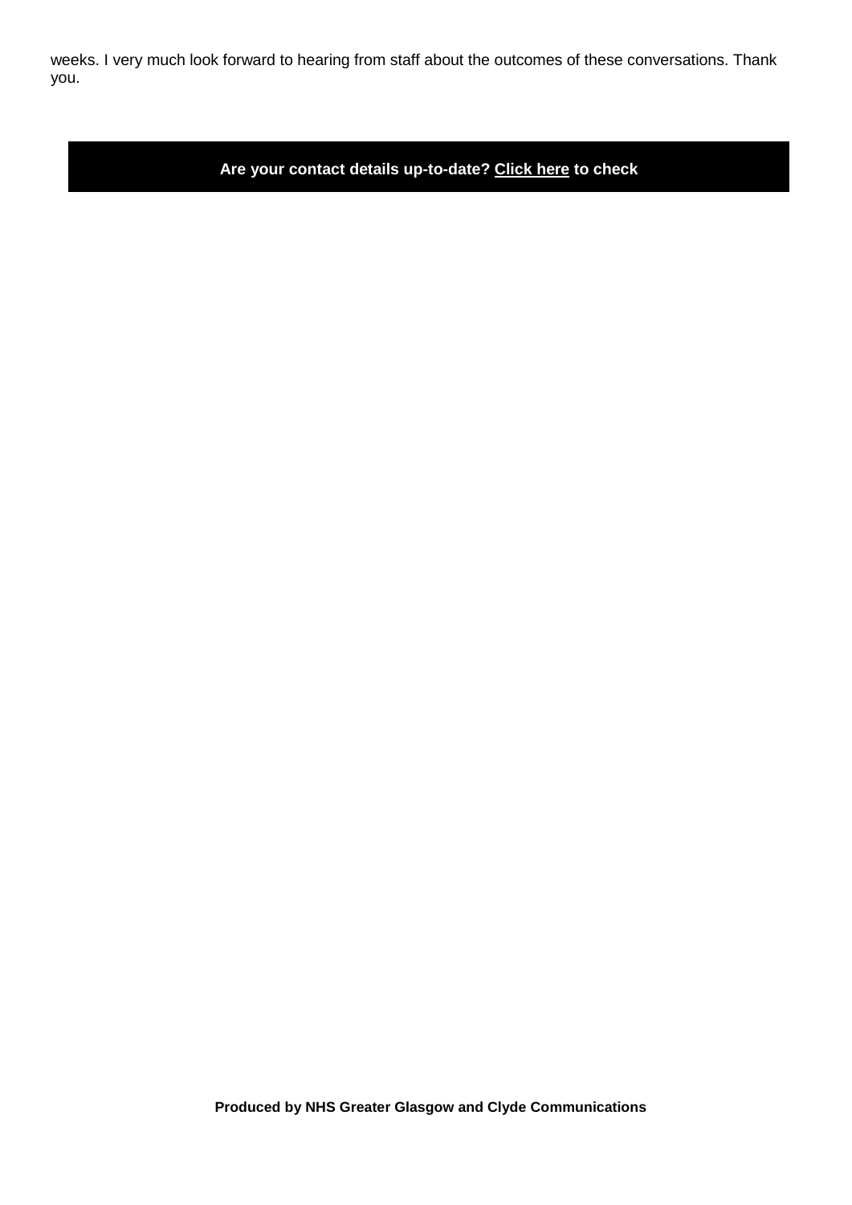weeks. I very much look forward to hearing from staff about the outcomes of these conversations. Thank you.

**Are your contact details up-to-date? Click here to check**

**Produced by NHS Greater Glasgow and Clyde Communications**